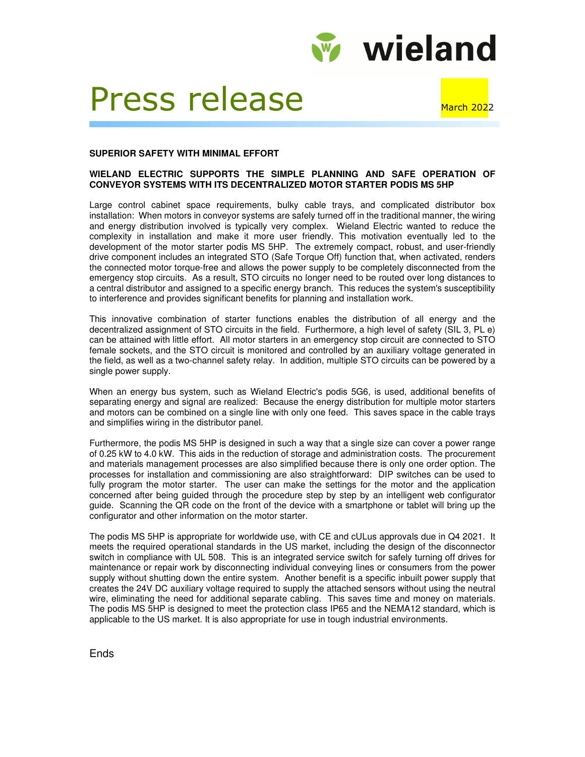# Press release

March 2022

**SUPERIOR SAFETY WITH MINIMAL EFFORT**

**WIELAND ELECTRIC SUPPORTS THE SIMPLE PLANNING AND SAFE OPERATION OF CONVEYOR SYSTEMS WITH ITS DECENTRALIZED MOTOR STARTER PODIS MS 5HP**

Large control cabinet space requirements, bulky cable trays, and complicated distributor box installation: When motors in conveyor systems are safely turned off in the traditional manner, the wiring and energy distribution involved is typically very complex. Wieland Electric wanted to reduce the complexity in installation and make it more user friendly. This motivation eventually led to the development of the motor starter podis MS 5HP. The extremely compact, robust, and user-friendly drive component includes an integrated STO (Safe Torque Off) function that, when activated, renders the connected motor torque-free and allows the power supply to be completely disconnected from the emergency stop circuits. As a result, STO circuits no longer need to be routed over long distances to a central distributor and assigned to a specific energy branch. This reduces the system's susceptibility to interference and provides significant benefits for planning and installation work.

This innovative combination of starter functions enables the distribution of all energy and the decentralized assignment of STO circuits in the field. Furthermore, a high level of safety (SIL 3, PL e) can be attained with little effort. All motor starters in an emergency stop circuit are connected to STO female sockets, and the STO circuit is monitored and controlled by an auxiliary voltage generated in the field, as well as a two-channel safety relay. In addition, multiple STO circuits can be powered by a single power supply.

When an energy bus system, such as Wieland Electric's podis 5G6, is used, additional benefits of separating energy and signal are realized: Because the energy distribution for multiple motor starters and motors can be combined on a single line with only one feed. This saves space in the cable trays and simplifies wiring in the distributor panel.

Furthermore, the podis MS 5HP is designed in such a way that a single size can cover a power range of 0.25 kW to 4.0 kW. This aids in the reduction of storage and administration costs. The procurement and materials management processes are also simplified because there is only one order option. The processes for installation and commissioning are also straightforward: DIP switches can be used to fully program the motor starter. The user can make the settings for the motor and the application concerned after being guided through the procedure step by step by an intelligent web configurator guide. Scanning the QR code on the front of the device with a smartphone or tablet will bring up the configurator and other information on the motor starter.

The podis MS 5HP is appropriate for worldwide use, with CE and cULus approvals due in Q4 2021. It meets the required operational standards in the US market, including the design of the disconnector switch in compliance with UL 508. This is an integrated service switch for safely turning off drives for maintenance or repair work by disconnecting individual conveying lines or consumers from the power supply without shutting down the entire system. Another benefit is a specific inbuilt power supply that creates the 24V DC auxiliary voltage required to supply the attached sensors without using the neutral wire, eliminating the need for additional separate cabling. This saves time and money on materials. The podis MS 5HP is designed to meet the protection class IP65 and the NEMA12 standard, which is applicable to the US market. It is also appropriate for use in tough industrial environments.

Ends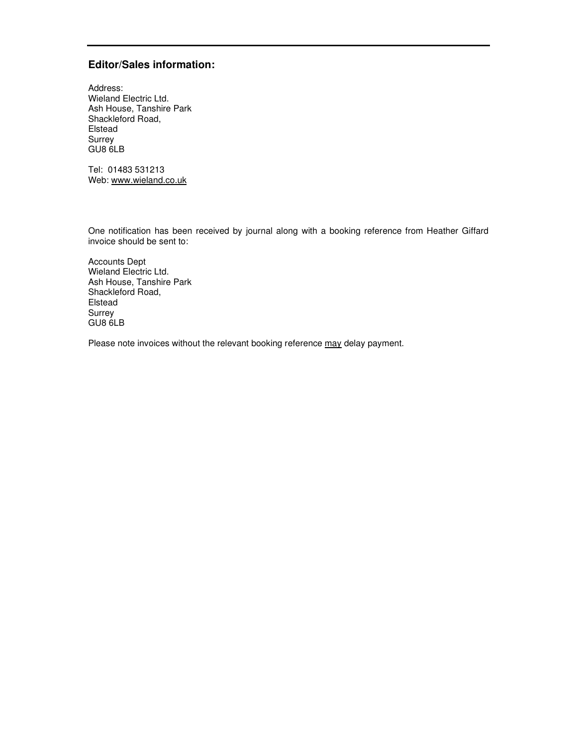## Editor/Sales information:

Address:
Wieland Electric Ltd.
Ash House, Tanshire Park
Shackleford Road,
Elstead
Surrey
GU8 6LB

Tel: 01483 531213
Web: www.wieland.co.uk

One notification has been received by journal along with a booking reference from Heather Giffard invoice should be sent to:

Accounts Dept
Wieland Electric Ltd.
Ash House, Tanshire Park
Shackleford Road,
Elstead
Surrey
GU8 6LB

Please note invoices without the relevant booking reference <u>may</u> delay payment.